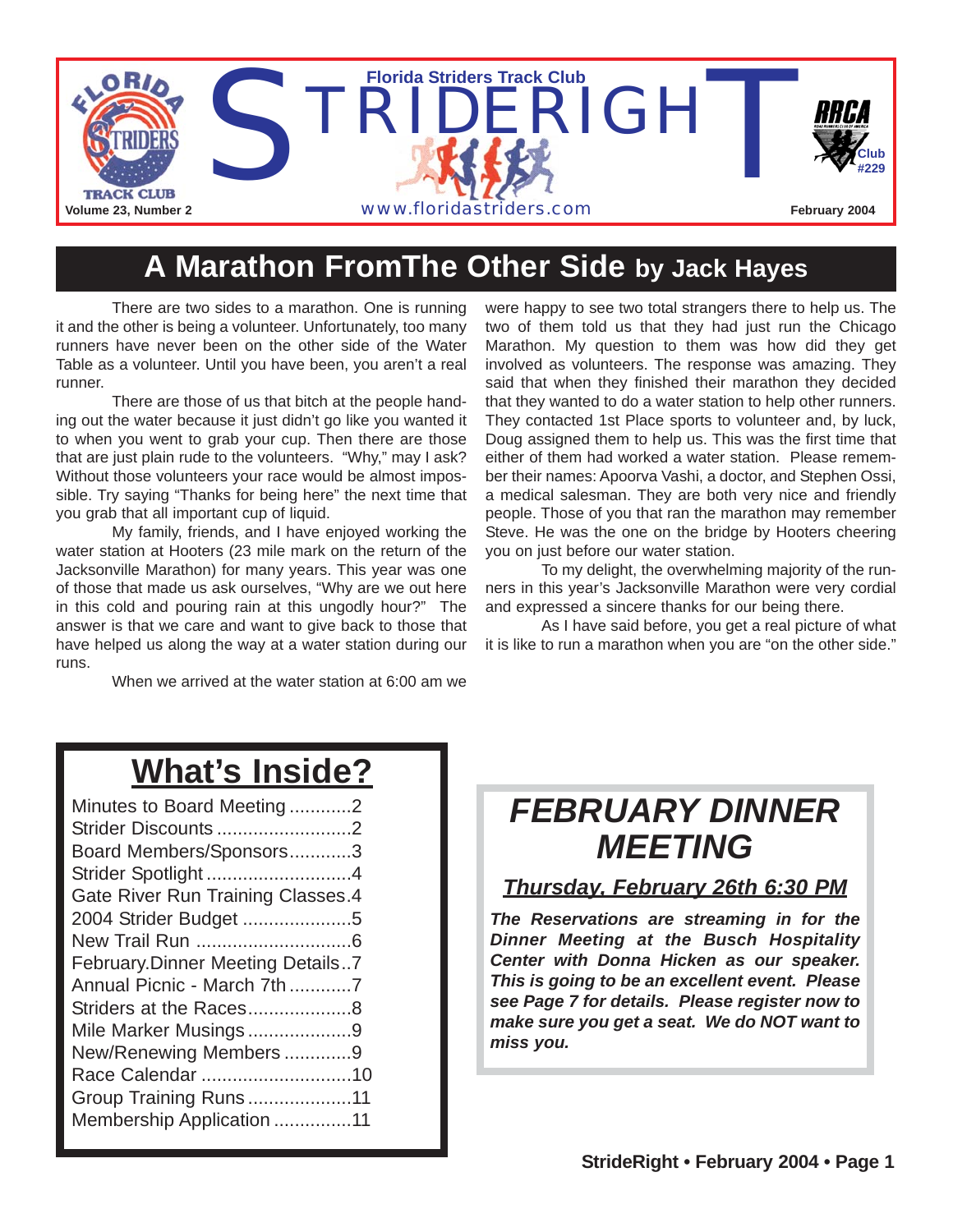# STRIDERIGHT

Florida Striders Track Club

Volume 23, Number 2

www.floridastriders.com

RRCA Club #229

February 2004

## A Marathon FromThe Other Side by Jack Hayes

There are two sides to a marathon. One is running it and the other is being a volunteer. Unfortunately, too many runners have never been on the other side of the Water Table as a volunteer. Until you have been, you aren't a real runner.

There are those of us that bitch at the people handing out the water because it just didn't go like you wanted it to when you went to grab your cup. Then there are those that are just plain rude to the volunteers. "Why," may I ask? Without those volunteers your race would be almost impossible. Try saying "Thanks for being here" the next time that you grab that all important cup of liquid.

My family, friends, and I have enjoyed working the water station at Hooters (23 mile mark on the return of the Jacksonville Marathon) for many years. This year was one of those that made us ask ourselves, "Why are we out here in this cold and pouring rain at this ungodly hour?" The answer is that we care and want to give back to those that have helped us along the way at a water station during our runs.

When we arrived at the water station at 6:00 am we were happy to see two total strangers there to help us. The two of them told us that they had just run the Chicago Marathon. My question to them was how did they get involved as volunteers. The response was amazing. They said that when they finished their marathon they decided that they wanted to do a water station to help other runners. They contacted 1st Place sports to volunteer and, by luck, Doug assigned them to help us. This was the first time that either of them had worked a water station. Please remember their names: Apoorva Vashi, a doctor, and Stephen Ossi, a medical salesman. They are both very nice and friendly people. Those of you that ran the marathon may remember Steve. He was the one on the bridge by Hooters cheering you on just before our water station.

To my delight, the overwhelming majority of the runners in this year's Jacksonville Marathon were very cordial and expressed a sincere thanks for our being there.

As I have said before, you get a real picture of what it is like to run a marathon when you are "on the other side."

## What's Inside?

- Minutes to Board Meeting ............2
- Strider Discounts ..........................2
- Board Members/Sponsors............3
- Strider Spotlight ............................4
- Gate River Run Training Classes.4
- 2004 Strider Budget .....................5
- New Trail Run ..............................6
- February.Dinner Meeting Details..7
- Annual Picnic - March 7th ............7
- Striders at the Races....................8
- Mile Marker Musings ....................9
- New/Renewing Members .............9
- Race Calendar .............................10
- Group Training Runs ....................11
- Membership Application ...............11

## *FEBRUARY DINNER MEETING*

***Thursday, February 26th 6:30 PM***

***The Reservations are streaming in for the Dinner Meeting at the Busch Hospitality Center with Donna Hicken as our speaker. This is going to be an excellent event. Please see Page 7 for details. Please register now to make sure you get a seat. We do NOT want to miss you.***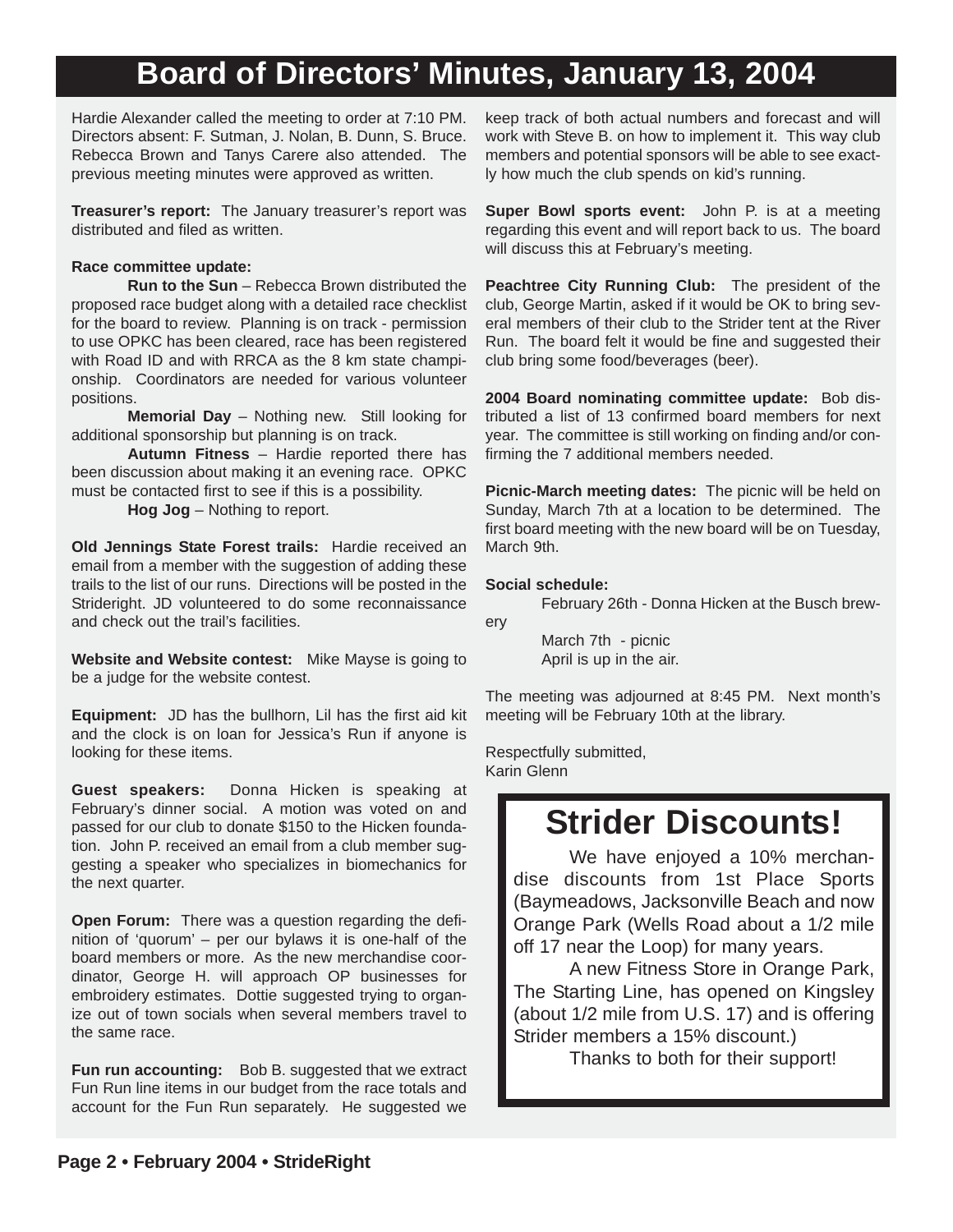# Board of Directors' Minutes, January 13, 2004

Hardie Alexander called the meeting to order at 7:10 PM. Directors absent: F. Sutman, J. Nolan, B. Dunn, S. Bruce. Rebecca Brown and Tanys Carere also attended. The previous meeting minutes were approved as written.

**Treasurer's report:** The January treasurer's report was distributed and filed as written.

**Race committee update:**

**Run to the Sun** – Rebecca Brown distributed the proposed race budget along with a detailed race checklist for the board to review. Planning is on track - permission to use OPKC has been cleared, race has been registered with Road ID and with RRCA as the 8 km state championship. Coordinators are needed for various volunteer positions.

**Memorial Day** – Nothing new. Still looking for additional sponsorship but planning is on track.

**Autumn Fitness** – Hardie reported there has been discussion about making it an evening race. OPKC must be contacted first to see if this is a possibility.

**Hog Jog** – Nothing to report.

**Old Jennings State Forest trails:** Hardie received an email from a member with the suggestion of adding these trails to the list of our runs. Directions will be posted in the Strideright. JD volunteered to do some reconnaissance and check out the trail's facilities.

**Website and Website contest:** Mike Mayse is going to be a judge for the website contest.

**Equipment:** JD has the bullhorn, Lil has the first aid kit and the clock is on loan for Jessica's Run if anyone is looking for these items.

**Guest speakers:** Donna Hicken is speaking at February's dinner social. A motion was voted on and passed for our club to donate $150 to the Hicken foundation. John P. received an email from a club member suggesting a speaker who specializes in biomechanics for the next quarter.

**Open Forum:** There was a question regarding the definition of 'quorum' – per our bylaws it is one-half of the board members or more. As the new merchandise coordinator, George H. will approach OP businesses for embroidery estimates. Dottie suggested trying to organize out of town socials when several members travel to the same race.

**Fun run accounting:** Bob B. suggested that we extract Fun Run line items in our budget from the race totals and account for the Fun Run separately. He suggested we keep track of both actual numbers and forecast and will work with Steve B. on how to implement it. This way club members and potential sponsors will be able to see exactly how much the club spends on kid's running.

**Super Bowl sports event:** John P. is at a meeting regarding this event and will report back to us. The board will discuss this at February's meeting.

**Peachtree City Running Club:** The president of the club, George Martin, asked if it would be OK to bring several members of their club to the Strider tent at the River Run. The board felt it would be fine and suggested their club bring some food/beverages (beer).

**2004 Board nominating committee update:** Bob distributed a list of 13 confirmed board members for next year. The committee is still working on finding and/or confirming the 7 additional members needed.

**Picnic-March meeting dates:** The picnic will be held on Sunday, March 7th at a location to be determined. The first board meeting with the new board will be on Tuesday, March 9th.

**Social schedule:**

February 26th - Donna Hicken at the Busch brewery

March 7th - picnic

April is up in the air.

The meeting was adjourned at 8:45 PM. Next month's meeting will be February 10th at the library.

Respectfully submitted,
Karin Glenn

## Strider Discounts!

We have enjoyed a 10% merchandise discounts from 1st Place Sports (Baymeadows, Jacksonville Beach and now Orange Park (Wells Road about a 1/2 mile off 17 near the Loop) for many years.

A new Fitness Store in Orange Park, The Starting Line, has opened on Kingsley (about 1/2 mile from U.S. 17) and is offering Strider members a 15% discount.)

Thanks to both for their support!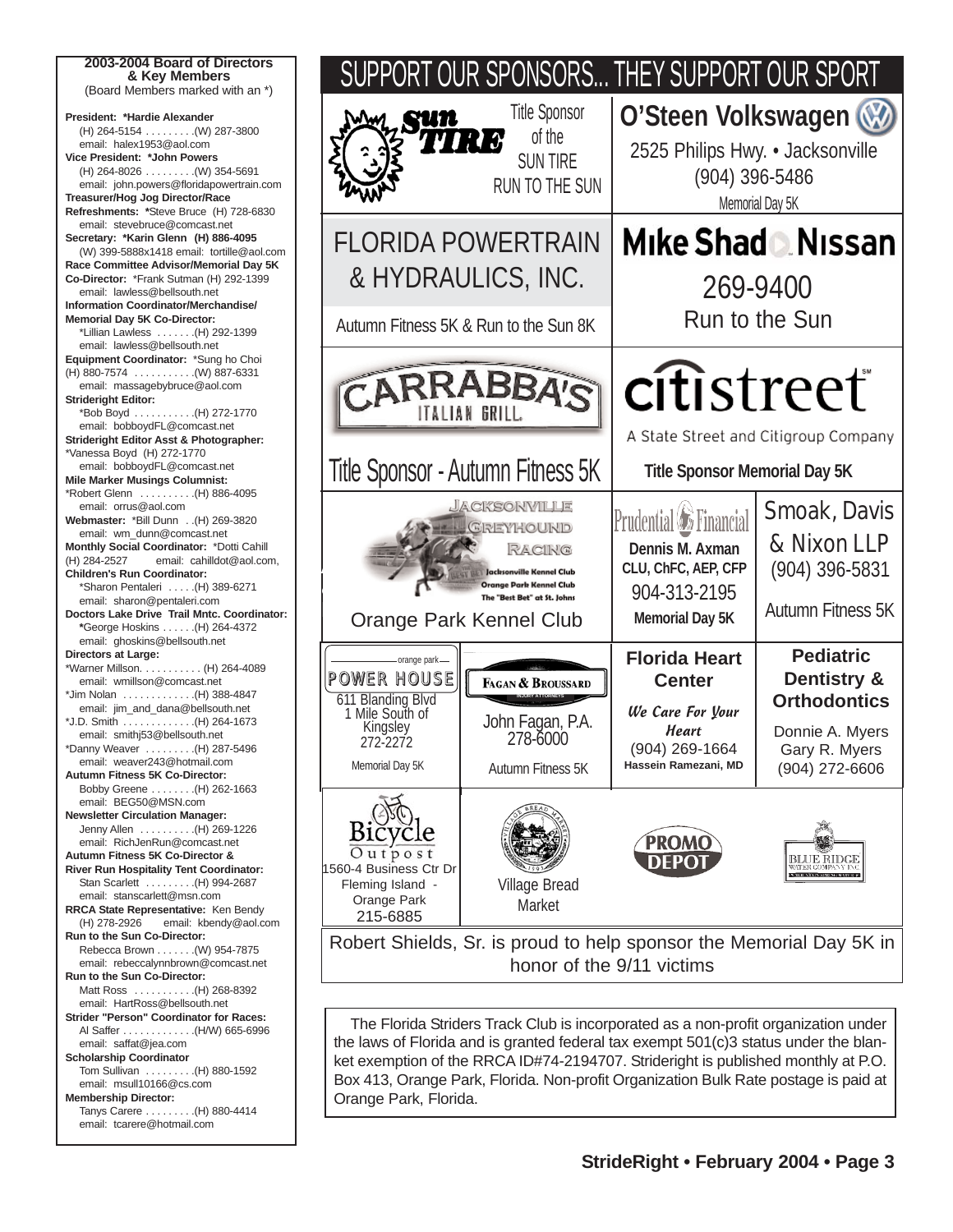## 2003-2004 Board of Directors & Key Members

(Board Members marked with an *)

**President: *Hardie Alexander**
(H) 264-5154 . . . . . . . . .(W) 287-3800
email: halex1953@aol.com

**Vice President: *John Powers**
(H) 264-8026 . . . . . . . . .(W) 354-5691
email: john.powers@floridapowertrain.com

**Treasurer/Hog Jog Director/Race Refreshments: ***Steve Bruce (H) 728-6830
email: stevebruce@comcast.net

**Secretary: *Karin Glenn (H) 886-4095**
(W) 399-5888x1418 email: tortille@aol.com

**Race Committee Advisor/Memorial Day 5K Co-Director:** *Frank Sutman (H) 292-1399
email: lawless@bellsouth.net

**Information Coordinator/Merchandise/ Memorial Day 5K Co-Director:**
*Lillian Lawless . . . . . . .(H) 292-1399
email: lawless@bellsouth.net

**Equipment Coordinator:** *Sung ho Choi
(H) 880-7574 . . . . . . . . . . .(W) 887-6331
email: massagebybruce@aol.com

**Strideright Editor:**
*Bob Boyd . . . . . . . . . . .(H) 272-1770
email: bobboydFL@comcast.net

**Strideright Editor Asst & Photographer:**
*Vanessa Boyd (H) 272-1770
email: bobboydFL@comcast.net

**Mile Marker Musings Columnist:**
*Robert Glenn . . . . . . . . . .(H) 886-4095
email: orrus@aol.com

**Webmaster:** *Bill Dunn . .(H) 269-3820
email: wm_dunn@comcast.net

**Monthly Social Coordinator:** *Dotti Cahill
(H) 284-2527 email: cahilldot@aol.com,

**Children's Run Coordinator:**
*Sharon Pentaleri . . . . .(H) 389-6271
email: sharon@pentaleri.com

**Doctors Lake Drive Trail Mntc. Coordinator:**
*George Hoskins . . . . . .(H) 264-4372
email: ghoskins@bellsouth.net

**Directors at Large:**
*Warner Millson. . . . . . . . . . . (H) 264-4089
email: wmillson@comcast.net
*Jim Nolan . . . . . . . . . . . . .(H) 388-4847
email: jim_and_dana@bellsouth.net
*J.D. Smith . . . . . . . . . . . . .(H) 264-1673
email: smithj53@bellsouth.net
*Danny Weaver . . . . . . . . .(H) 287-5496
email: weaver243@hotmail.com

**Autumn Fitness 5K Co-Director:**
Bobby Greene . . . . . . . .(H) 262-1663
email: BEG50@MSN.com

**Newsletter Circulation Manager:**
Jenny Allen . . . . . . . . . .(H) 269-1226
email: RichJenRun@comcast.net

**Autumn Fitness 5K Co-Director & River Run Hospitality Tent Coordinator:**
Stan Scarlett . . . . . . . . .(H) 994-2687
email: stanscarlett@msn.com

**RRCA State Representative:** Ken Bendy
(H) 278-2926 email: kbendy@aol.com

**Run to the Sun Co-Director:**
Rebecca Brown . . . . . . .(W) 954-7875
email: rebeccalynnbrown@comcast.net

**Run to the Sun Co-Director:**
Matt Ross . . . . . . . . . . .(H) 268-8392
email: HartRoss@bellsouth.net

**Strider "Person" Coordinator for Races:**
Al Saffer . . . . . . . . . . . . .(H/W) 665-6996
email: saffat@jea.com

**Scholarship Coordinator**
Tom Sullivan . . . . . . . . .(H) 880-1592
email: msull10166@cs.com

**Membership Director:**
Tanys Carere . . . . . . . . .(H) 880-4414
email: tcarere@hotmail.com

# SUPPORT OUR SPONSORS... THEY SUPPORT OUR SPORT

**Sun Tire** — Title Sponsor of the SUN TIRE RUN TO THE SUN

**O'Steen Volkswagen** — 2525 Philips Hwy. • Jacksonville (904) 396-5486 — Memorial Day 5K

**FLORIDA POWERTRAIN & HYDRAULICS, INC.** — Autumn Fitness 5K & Run to the Sun 8K

**Mike Shad Nissan** — 269-9400 — Run to the Sun

**Carrabba's Italian Grill** — Title Sponsor - Autumn Fitness 5K

**citistreet** — A State Street and Citigroup Company — Title Sponsor Memorial Day 5K

**Jacksonville Greyhound Racing** — Jacksonville Kennel Club, Orange Park Kennel Club, The "Best Bet" at St. Johns — Orange Park Kennel Club

**Prudential Financial** — Dennis M. Axman, CLU, ChFC, AEP, CFP — 904-313-2195 — Memorial Day 5K

**Smoak, Davis & Nixon LLP** — (904) 396-5831 — Autumn Fitness 5K

**orange park POWER HOUSE** — 611 Blanding Blvd, 1 Mile South of Kingsley, 272-2272 — Memorial Day 5K

**Fagan & Broussard** — Injury Attorneys — John Fagan, P.A. 278-6000 — Autumn Fitness 5K

**Florida Heart Center** — We Care For Your Heart — (904) 269-1664 — Hassein Ramezani, MD

**Pediatric Dentistry & Orthodontics** — Donnie A. Myers, Gary R. Myers — (904) 272-6606

**Bicycle Outpost** — 1560-4 Business Ctr Dr, Fleming Island - Orange Park, 215-6885

**Village Bread Market**

**Promo Depot**

**Blue Ridge Water Company Inc.**

Robert Shields, Sr. is proud to help sponsor the Memorial Day 5K in honor of the 9/11 victims

The Florida Striders Track Club is incorporated as a non-profit organization under the laws of Florida and is granted federal tax exempt 501(c)3 status under the blanket exemption of the RRCA ID#74-2194707. Strideright is published monthly at P.O. Box 413, Orange Park, Florida. Non-profit Organization Bulk Rate postage is paid at Orange Park, Florida.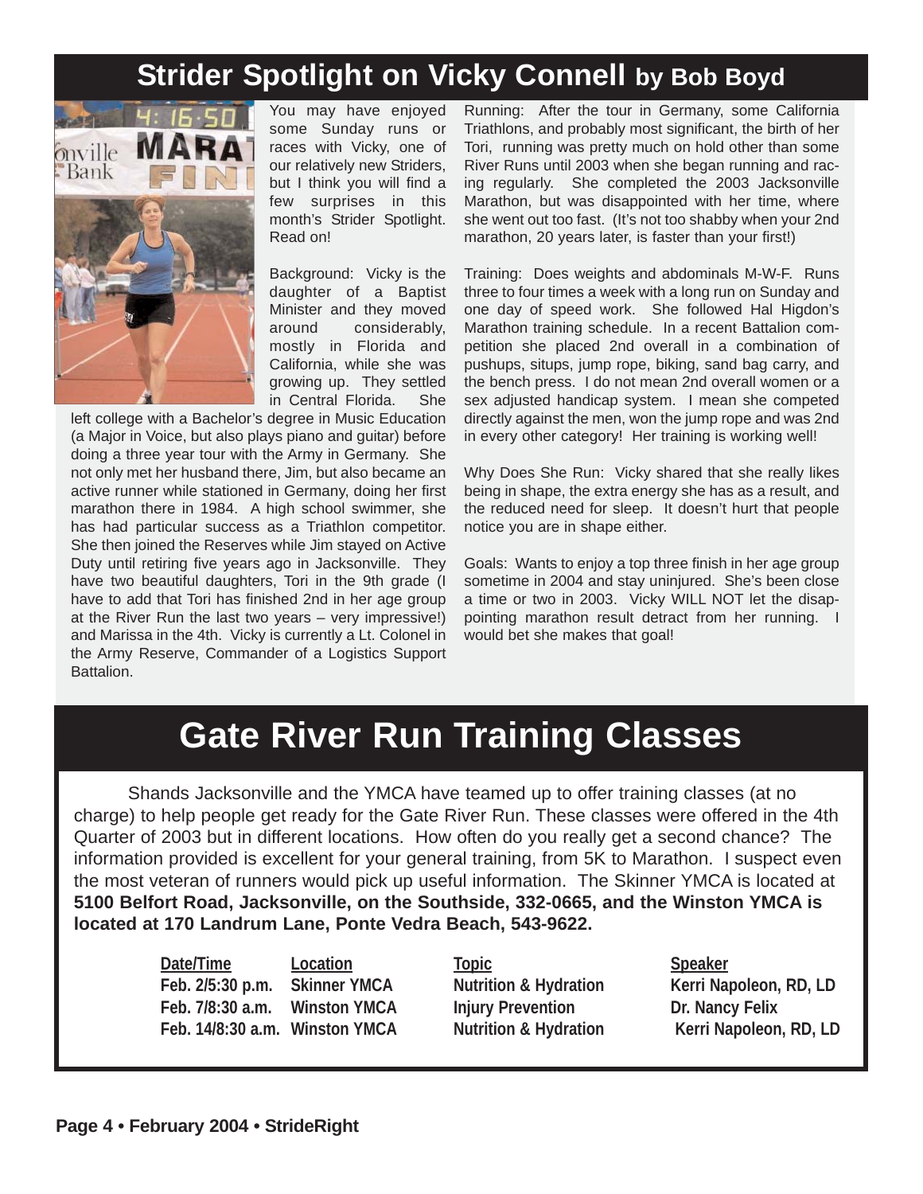## Strider Spotlight on Vicky Connell by Bob Boyd

You may have enjoyed some Sunday runs or races with Vicky, one of our relatively new Striders, but I think you will find a few surprises in this month's Strider Spotlight. Read on!

Background: Vicky is the daughter of a Baptist Minister and they moved around considerably, mostly in Florida and California, while she was growing up. They settled in Central Florida. She left college with a Bachelor's degree in Music Education (a Major in Voice, but also plays piano and guitar) before doing a three year tour with the Army in Germany. She not only met her husband there, Jim, but also became an active runner while stationed in Germany, doing her first marathon there in 1984. A high school swimmer, she has had particular success as a Triathlon competitor. She then joined the Reserves while Jim stayed on Active Duty until retiring five years ago in Jacksonville. They have two beautiful daughters, Tori in the 9th grade (I have to add that Tori has finished 2nd in her age group at the River Run the last two years – very impressive!) and Marissa in the 4th. Vicky is currently a Lt. Colonel in the Army Reserve, Commander of a Logistics Support Battalion.

Running: After the tour in Germany, some California Triathlons, and probably most significant, the birth of her Tori, running was pretty much on hold other than some River Runs until 2003 when she began running and racing regularly. She completed the 2003 Jacksonville Marathon, but was disappointed with her time, where she went out too fast. (It's not too shabby when your 2nd marathon, 20 years later, is faster than your first!)

Training: Does weights and abdominals M-W-F. Runs three to four times a week with a long run on Sunday and one day of speed work. She followed Hal Higdon's Marathon training schedule. In a recent Battalion competition she placed 2nd overall in a combination of pushups, situps, jump rope, biking, sand bag carry, and the bench press. I do not mean 2nd overall women or a sex adjusted handicap system. I mean she competed directly against the men, won the jump rope and was 2nd in every other category! Her training is working well!

Why Does She Run: Vicky shared that she really likes being in shape, the extra energy she has as a result, and the reduced need for sleep. It doesn't hurt that people notice you are in shape either.

Goals: Wants to enjoy a top three finish in her age group sometime in 2004 and stay uninjured. She's been close a time or two in 2003. Vicky WILL NOT let the disappointing marathon result detract from her running. I would bet she makes that goal!

# Gate River Run Training Classes

Shands Jacksonville and the YMCA have teamed up to offer training classes (at no charge) to help people get ready for the Gate River Run. These classes were offered in the 4th Quarter of 2003 but in different locations. How often do you really get a second chance? The information provided is excellent for your general training, from 5K to Marathon. I suspect even the most veteran of runners would pick up useful information. The Skinner YMCA is located at **5100 Belfort Road, Jacksonville, on the Southside, 332-0665, and the Winston YMCA is located at 170 Landrum Lane, Ponte Vedra Beach, 543-9622.**

| Date/Time | Location | Topic | Speaker |
|---|---|---|---|
| Feb. 2/5:30 p.m. | Skinner YMCA | Nutrition & Hydration | Kerri Napoleon, RD, LD |
| Feb. 7/8:30 a.m. | Winston YMCA | Injury Prevention | Dr. Nancy Felix |
| Feb. 14/8:30 a.m. | Winston YMCA | Nutrition & Hydration | Kerri Napoleon, RD, LD |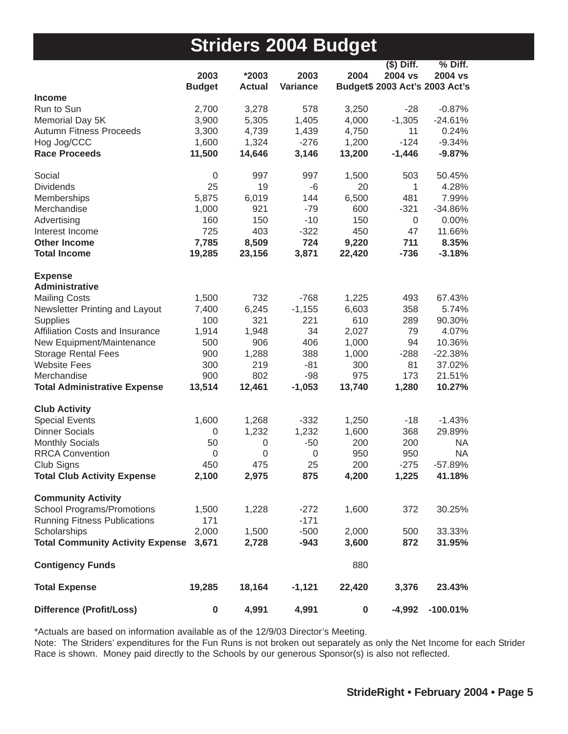# Striders 2004 Budget

| | 2003 Budget | *2003 Actual | 2003 Variance | 2004 Budget$ | ($) Diff. 2004 vs 2003 Act's | % Diff. 2004 vs 2003 Act's |
|---|---|---|---|---|---|---|
| **Income** | | | | | | |
| Run to Sun | 2,700 | 3,278 | 578 | 3,250 | -28 | -0.87% |
| Memorial Day 5K | 3,900 | 5,305 | 1,405 | 4,000 | -1,305 | -24.61% |
| Autumn Fitness Proceeds | 3,300 | 4,739 | 1,439 | 4,750 | 11 | 0.24% |
| Hog Jog/CCC | 1,600 | 1,324 | -276 | 1,200 | -124 | -9.34% |
| **Race Proceeds** | **11,500** | **14,646** | **3,146** | **13,200** | **-1,446** | **-9.87%** |
| | | | | | | |
| Social | 0 | 997 | 997 | 1,500 | 503 | 50.45% |
| Dividends | 25 | 19 | -6 | 20 | 1 | 4.28% |
| Memberships | 5,875 | 6,019 | 144 | 6,500 | 481 | 7.99% |
| Merchandise | 1,000 | 921 | -79 | 600 | -321 | -34.86% |
| Advertising | 160 | 150 | -10 | 150 | 0 | 0.00% |
| Interest Income | 725 | 403 | -322 | 450 | 47 | 11.66% |
| **Other Income** | **7,785** | **8,509** | **724** | **9,220** | **711** | **8.35%** |
| **Total Income** | **19,285** | **23,156** | **3,871** | **22,420** | **-736** | **-3.18%** |
| | | | | | | |
| **Expense** | | | | | | |
| **Administrative** | | | | | | |
| Mailing Costs | 1,500 | 732 | -768 | 1,225 | 493 | 67.43% |
| Newsletter Printing and Layout | 7,400 | 6,245 | -1,155 | 6,603 | 358 | 5.74% |
| Supplies | 100 | 321 | 221 | 610 | 289 | 90.30% |
| Affiliation Costs and Insurance | 1,914 | 1,948 | 34 | 2,027 | 79 | 4.07% |
| New Equipment/Maintenance | 500 | 906 | 406 | 1,000 | 94 | 10.36% |
| Storage Rental Fees | 900 | 1,288 | 388 | 1,000 | -288 | -22.38% |
| Website Fees | 300 | 219 | -81 | 300 | 81 | 37.02% |
| Merchandise | 900 | 802 | -98 | 975 | 173 | 21.51% |
| **Total Administrative Expense** | **13,514** | **12,461** | **-1,053** | **13,740** | **1,280** | **10.27%** |
| | | | | | | |
| **Club Activity** | | | | | | |
| Special Events | 1,600 | 1,268 | -332 | 1,250 | -18 | -1.43% |
| Dinner Socials | 0 | 1,232 | 1,232 | 1,600 | 368 | 29.89% |
| Monthly Socials | 50 | 0 | -50 | 200 | 200 | NA |
| RRCA Convention | 0 | 0 | 0 | 950 | 950 | NA |
| Club Signs | 450 | 475 | 25 | 200 | -275 | -57.89% |
| **Total Club Activity Expense** | **2,100** | **2,975** | **875** | **4,200** | **1,225** | **41.18%** |
| | | | | | | |
| **Community Activity** | | | | | | |
| School Programs/Promotions | 1,500 | 1,228 | -272 | 1,600 | 372 | 30.25% |
| Running Fitness Publications | 171 | | -171 | | | |
| Scholarships | 2,000 | 1,500 | -500 | 2,000 | 500 | 33.33% |
| **Total Community Activity Expense** | **3,671** | **2,728** | **-943** | **3,600** | **872** | **31.95%** |
| | | | | | | |
| **Contigency Funds** | | | | 880 | | |
| | | | | | | |
| **Total Expense** | **19,285** | **18,164** | **-1,121** | **22,420** | **3,376** | **23.43%** |
| | | | | | | |
| **Difference (Profit/Loss)** | **0** | **4,991** | **4,991** | **0** | **-4,992** | **-100.01%** |

*Actuals are based on information available as of the 12/9/03 Director's Meeting.

Note: The Striders' expenditures for the Fun Runs is not broken out separately as only the Net Income for each Strider Race is shown. Money paid directly to the Schools by our generous Sponsor(s) is also not reflected.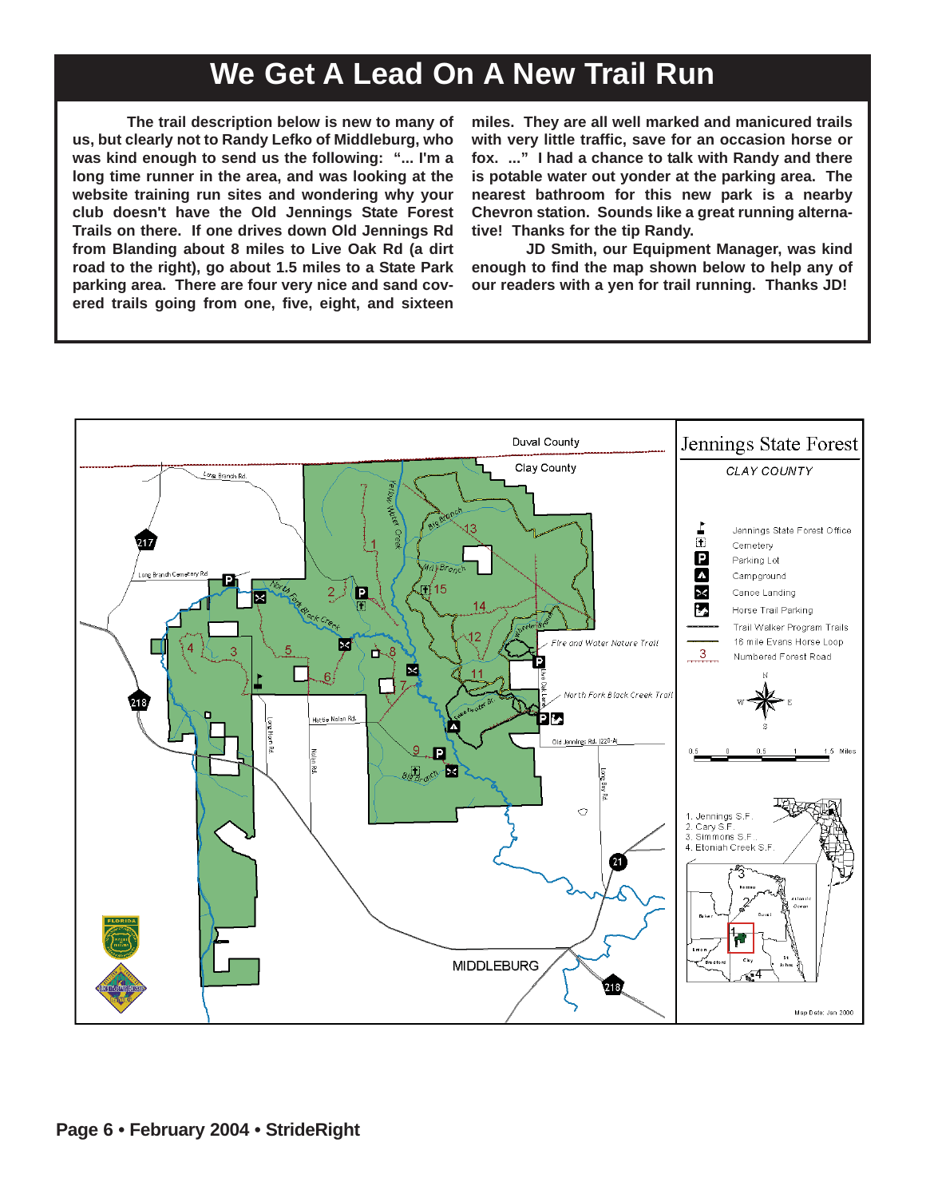# We Get A Lead On A New Trail Run

**The trail description below is new to many of us, but clearly not to Randy Lefko of Middleburg, who was kind enough to send us the following: "... I'm a long time runner in the area, and was looking at the website training run sites and wondering why your club doesn't have the Old Jennings State Forest Trails on there. If one drives down Old Jennings Rd from Blanding about 8 miles to Live Oak Rd (a dirt road to the right), go about 1.5 miles to a State Park parking area. There are four very nice and sand covered trails going from one, five, eight, and sixteen miles. They are all well marked and manicured trails with very little traffic, save for an occasion horse or fox. ..." I had a chance to talk with Randy and there is potable water out yonder at the parking area. The nearest bathroom for this new park is a nearby Chevron station. Sounds like a great running alternative! Thanks for the tip Randy.**

**JD Smith, our Equipment Manager, was kind enough to find the map shown below to help any of our readers with a yen for trail running. Thanks JD!**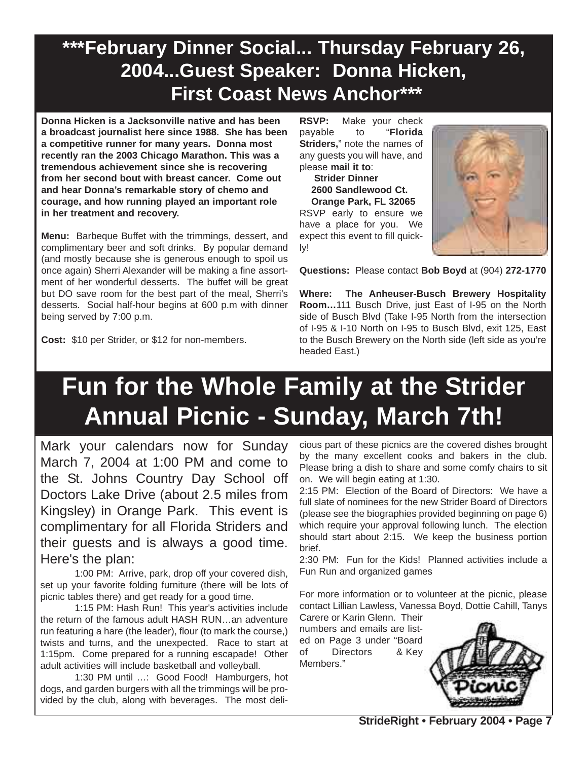# ***February Dinner Social... Thursday February 26, 2004...Guest Speaker: Donna Hicken, First Coast News Anchor***

**Donna Hicken is a Jacksonville native and has been a broadcast journalist here since 1988. She has been a competitive runner for many years. Donna most recently ran the 2003 Chicago Marathon. This was a tremendous achievement since she is recovering from her second bout with breast cancer. Come out and hear Donna's remarkable story of chemo and courage, and how running played an important role in her treatment and recovery.**

**Menu:** Barbeque Buffet with the trimmings, dessert, and complimentary beer and soft drinks. By popular demand (and mostly because she is generous enough to spoil us once again) Sherri Alexander will be making a fine assortment of her wonderful desserts. The buffet will be great but DO save room for the best part of the meal, Sherri's desserts. Social half-hour begins at 600 p.m with dinner being served by 7:00 p.m.

**Cost:** $10 per Strider, or $12 for non-members.

**RSVP:** Make your check payable to "**Florida Striders,**" note the names of any guests you will have, and please **mail it to**:

**Strider Dinner**
**2600 Sandlewood Ct.**
**Orange Park, FL 32065**

RSVP early to ensure we have a place for you. We expect this event to fill quickly!

**Questions:** Please contact **Bob Boyd** at (904) **272-1770**

**Where: The Anheuser-Busch Brewery Hospitality Room…**111 Busch Drive, just East of I-95 on the North side of Busch Blvd (Take I-95 North from the intersection of I-95 & I-10 North on I-95 to Busch Blvd, exit 125, East to the Busch Brewery on the North side (left side as you're headed East.)

# Fun for the Whole Family at the Strider Annual Picnic - Sunday, March 7th!

Mark your calendars now for Sunday March 7, 2004 at 1:00 PM and come to the St. Johns Country Day School off Doctors Lake Drive (about 2.5 miles from Kingsley) in Orange Park. This event is complimentary for all Florida Striders and their guests and is always a good time. Here's the plan:

1:00 PM: Arrive, park, drop off your covered dish, set up your favorite folding furniture (there will be lots of picnic tables there) and get ready for a good time.

1:15 PM: Hash Run! This year's activities include the return of the famous adult HASH RUN…an adventure run featuring a hare (the leader), flour (to mark the course,) twists and turns, and the unexpected. Race to start at 1:15pm. Come prepared for a running escapade! Other adult activities will include basketball and volleyball.

1:30 PM until …: Good Food! Hamburgers, hot dogs, and garden burgers with all the trimmings will be provided by the club, along with beverages. The most delicious part of these picnics are the covered dishes brought by the many excellent cooks and bakers in the club. Please bring a dish to share and some comfy chairs to sit on. We will begin eating at 1:30.

2:15 PM: Election of the Board of Directors: We have a full slate of nominees for the new Strider Board of Directors (please see the biographies provided beginning on page 6) which require your approval following lunch. The election should start about 2:15. We keep the business portion brief.

2:30 PM: Fun for the Kids! Planned activities include a Fun Run and organized games

For more information or to volunteer at the picnic, please contact Lillian Lawless, Vanessa Boyd, Dottie Cahill, Tanys Carere or Karin Glenn. Their numbers and emails are listed on Page 3 under "Board of Directors & Key Members."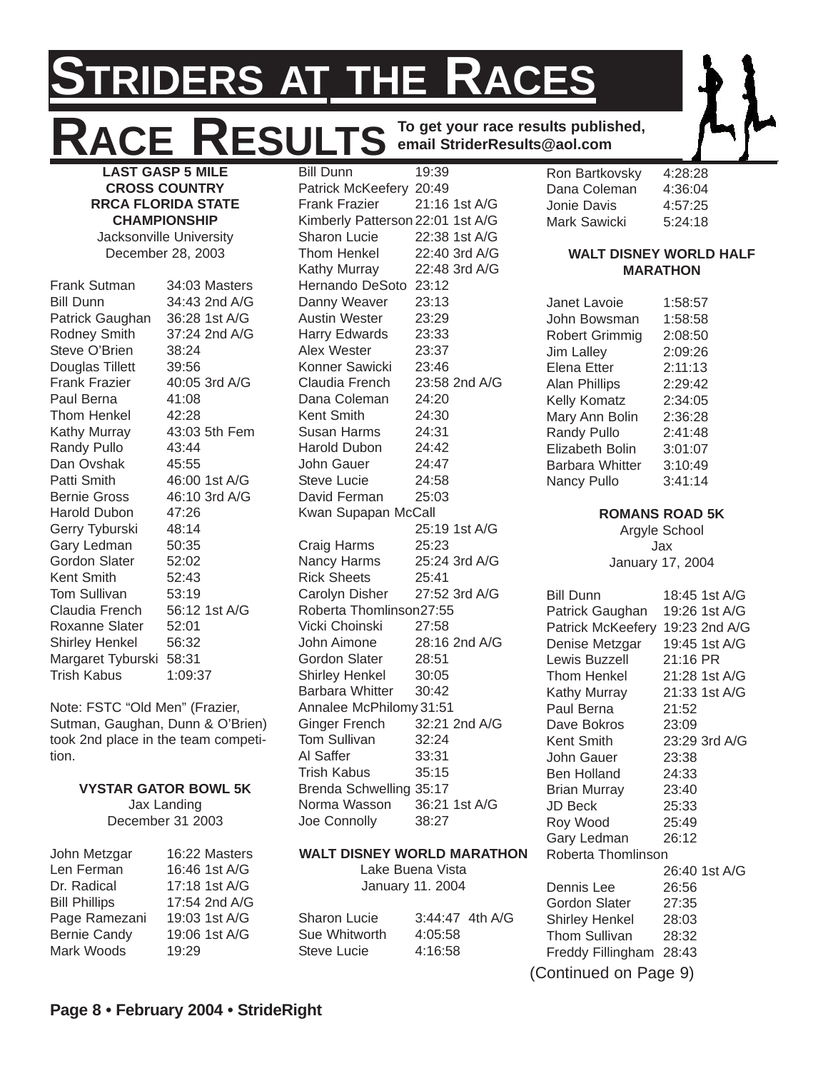# STRIDERS AT THE RACES

## RACE RESULTS

**To get your race results published, email StriderResults@aol.com**

### LAST GASP 5 MILE CROSS COUNTRY RRCA FLORIDA STATE CHAMPIONSHIP

Jacksonville University
December 28, 2003

| Name | Time |
|---|---|
| Frank Sutman | 34:03 Masters |
| Bill Dunn | 34:43 2nd A/G |
| Patrick Gaughan | 36:28 1st A/G |
| Rodney Smith | 37:24 2nd A/G |
| Steve O'Brien | 38:24 |
| Douglas Tillett | 39:56 |
| Frank Frazier | 40:05 3rd A/G |
| Paul Berna | 41:08 |
| Thom Henkel | 42:28 |
| Kathy Murray | 43:03 5th Fem |
| Randy Pullo | 43:44 |
| Dan Ovshak | 45:55 |
| Patti Smith | 46:00 1st A/G |
| Bernie Gross | 46:10 3rd A/G |
| Harold Dubon | 47:26 |
| Gerry Tyburski | 48:14 |
| Gary Ledman | 50:35 |
| Gordon Slater | 52:02 |
| Kent Smith | 52:43 |
| Tom Sullivan | 53:19 |
| Claudia French | 56:12 1st A/G |
| Roxanne Slater | 52:01 |
| Shirley Henkel | 56:32 |
| Margaret Tyburski | 58:31 |
| Trish Kabus | 1:09:37 |

Note: FSTC "Old Men" (Frazier, Sutman, Gaughan, Dunn & O'Brien) took 2nd place in the team competition.

### VYSTAR GATOR BOWL 5K

Jax Landing
December 31 2003

| Name | Time |
|---|---|
| John Metzgar | 16:22 Masters |
| Len Ferman | 16:46 1st A/G |
| Dr. Radical | 17:18 1st A/G |
| Bill Phillips | 17:54 2nd A/G |
| Page Ramezani | 19:03 1st A/G |
| Bernie Candy | 19:06 1st A/G |
| Mark Woods | 19:29 |
| Bill Dunn | 19:39 |
| Patrick McKeefery | 20:49 |
| Frank Frazier | 21:16 1st A/G |
| Kimberly Patterson | 22:01 1st A/G |
| Sharon Lucie | 22:38 1st A/G |
| Thom Henkel | 22:40 3rd A/G |
| Kathy Murray | 22:48 3rd A/G |
| Hernando DeSoto | 23:12 |
| Danny Weaver | 23:13 |
| Austin Wester | 23:29 |
| Harry Edwards | 23:33 |
| Alex Wester | 23:37 |
| Konner Sawicki | 23:46 |
| Claudia French | 23:58 2nd A/G |
| Dana Coleman | 24:20 |
| Kent Smith | 24:30 |
| Susan Harms | 24:31 |
| Harold Dubon | 24:42 |
| John Gauer | 24:47 |
| Steve Lucie | 24:58 |
| David Ferman | 25:03 |
| Kwan Supapan McCall | 25:19 1st A/G |
| Craig Harms | 25:23 |
| Nancy Harms | 25:24 3rd A/G |
| Rick Sheets | 25:41 |
| Carolyn Disher | 27:52 3rd A/G |
| Roberta Thomlinson | 27:55 |
| Vicki Choinski | 27:58 |
| John Aimone | 28:16 2nd A/G |
| Gordon Slater | 28:51 |
| Shirley Henkel | 30:05 |
| Barbara Whitter | 30:42 |
| Annalee McPhilomy | 31:51 |
| Ginger French | 32:21 2nd A/G |
| Tom Sullivan | 32:24 |
| Al Saffer | 33:31 |
| Trish Kabus | 35:15 |
| Brenda Schwelling | 35:17 |
| Norma Wasson | 36:21 1st A/G |
| Joe Connolly | 38:27 |

### WALT DISNEY WORLD MARATHON

Lake Buena Vista
January 11. 2004

| Name | Time |
|---|---|
| Sharon Lucie | 3:44:47 4th A/G |
| Sue Whitworth | 4:05:58 |
| Steve Lucie | 4:16:58 |
| Ron Bartkovsky | 4:28:28 |
| Dana Coleman | 4:36:04 |
| Jonie Davis | 4:57:25 |
| Mark Sawicki | 5:24:18 |

### WALT DISNEY WORLD HALF MARATHON

| Name | Time |
|---|---|
| Janet Lavoie | 1:58:57 |
| John Bowsman | 1:58:58 |
| Robert Grimmig | 2:08:50 |
| Jim Lalley | 2:09:26 |
| Elena Etter | 2:11:13 |
| Alan Phillips | 2:29:42 |
| Kelly Komatz | 2:34:05 |
| Mary Ann Bolin | 2:36:28 |
| Randy Pullo | 2:41:48 |
| Elizabeth Bolin | 3:01:07 |
| Barbara Whitter | 3:10:49 |
| Nancy Pullo | 3:41:14 |

### ROMANS ROAD 5K

Argyle School
Jax
January 17, 2004

| Name | Time |
|---|---|
| Bill Dunn | 18:45 1st A/G |
| Patrick Gaughan | 19:26 1st A/G |
| Patrick McKeefery | 19:23 2nd A/G |
| Denise Metzgar | 19:45 1st A/G |
| Lewis Buzzell | 21:16 PR |
| Thom Henkel | 21:28 1st A/G |
| Kathy Murray | 21:33 1st A/G |
| Paul Berna | 21:52 |
| Dave Bokros | 23:09 |
| Kent Smith | 23:29 3rd A/G |
| John Gauer | 23:38 |
| Ben Holland | 24:33 |
| Brian Murray | 23:40 |
| JD Beck | 25:33 |
| Roy Wood | 25:49 |
| Gary Ledman | 26:12 |
| Roberta Thomlinson | 26:40 1st A/G |
| Dennis Lee | 26:56 |
| Gordon Slater | 27:35 |
| Shirley Henkel | 28:03 |
| Thom Sullivan | 28:32 |
| Freddy Fillingham | 28:43 |

(Continued on Page 9)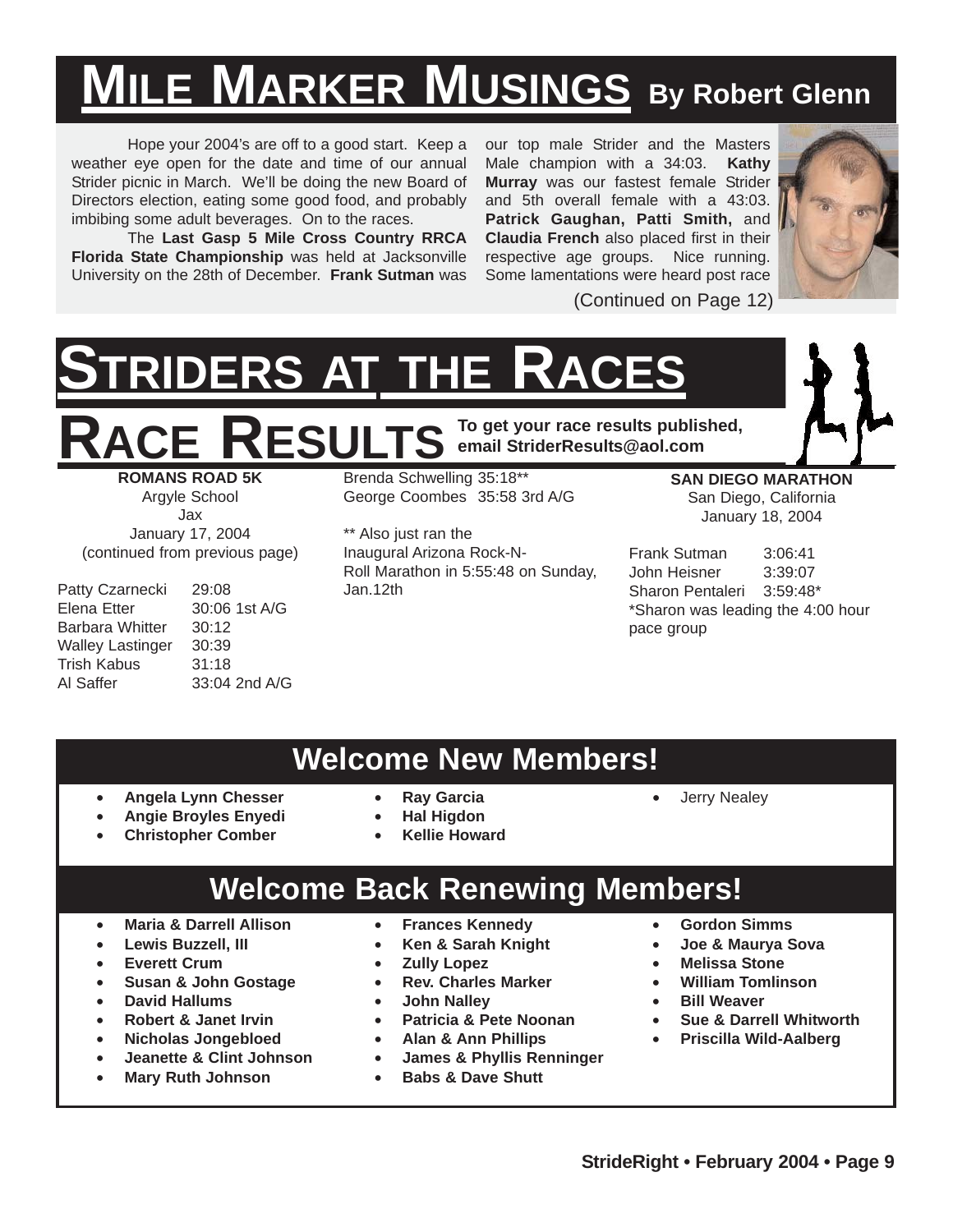# MILE MARKER MUSINGS By Robert Glenn

Hope your 2004's are off to a good start. Keep a weather eye open for the date and time of our annual Strider picnic in March. We'll be doing the new Board of Directors election, eating some good food, and probably imbibing some adult beverages. On to the races.

The **Last Gasp 5 Mile Cross Country RRCA Florida State Championship** was held at Jacksonville University on the 28th of December. **Frank Sutman** was our top male Strider and the Masters Male champion with a 34:03. **Kathy Murray** was our fastest female Strider and 5th overall female with a 43:03. **Patrick Gaughan, Patti Smith,** and **Claudia French** also placed first in their respective age groups. Nice running. Some lamentations were heard post race

(Continued on Page 12)

# STRIDERS AT THE RACES

## RACE RESULTS

**To get your race results published, email StriderResults@aol.com**

**ROMANS ROAD 5K**
Argyle School
Jax
January 17, 2004
(continued from previous page)

| | |
|---|---|
| Patty Czarnecki | 29:08 |
| Elena Etter | 30:06 1st A/G |
| Barbara Whitter | 30:12 |
| Walley Lastinger | 30:39 |
| Trish Kabus | 31:18 |
| Al Saffer | 33:04 2nd A/G |
| Brenda Schwelling | 35:18** |
| George Coombes | 35:58 3rd A/G |

** Also just ran the Inaugural Arizona Rock-N-Roll Marathon in 5:55:48 on Sunday, Jan.12th

**SAN DIEGO MARATHON**
San Diego, California
January 18, 2004

| | |
|---|---|
| Frank Sutman | 3:06:41 |
| John Heisner | 3:39:07 |
| Sharon Pentaleri | 3:59:48* |

*Sharon was leading the 4:00 hour pace group

## Welcome New Members!

- **Angela Lynn Chesser**
- **Angie Broyles Enyedi**
- **Christopher Comber**
- **Ray Garcia**
- **Hal Higdon**
- **Kellie Howard**
- Jerry Nealey

## Welcome Back Renewing Members!

- **Maria & Darrell Allison**
- **Lewis Buzzell, III**
- **Everett Crum**
- **Susan & John Gostage**
- **David Hallums**
- **Robert & Janet Irvin**
- **Nicholas Jongebloed**
- **Jeanette & Clint Johnson**
- **Mary Ruth Johnson**
- **Frances Kennedy**
- **Ken & Sarah Knight**
- **Zully Lopez**
- **Rev. Charles Marker**
- **John Nalley**
- **Patricia & Pete Noonan**
- **Alan & Ann Phillips**
- **James & Phyllis Renninger**
- **Babs & Dave Shutt**
- **Gordon Simms**
- **Joe & Maurya Sova**
- **Melissa Stone**
- **William Tomlinson**
- **Bill Weaver**
- **Sue & Darrell Whitworth**
- **Priscilla Wild-Aalberg**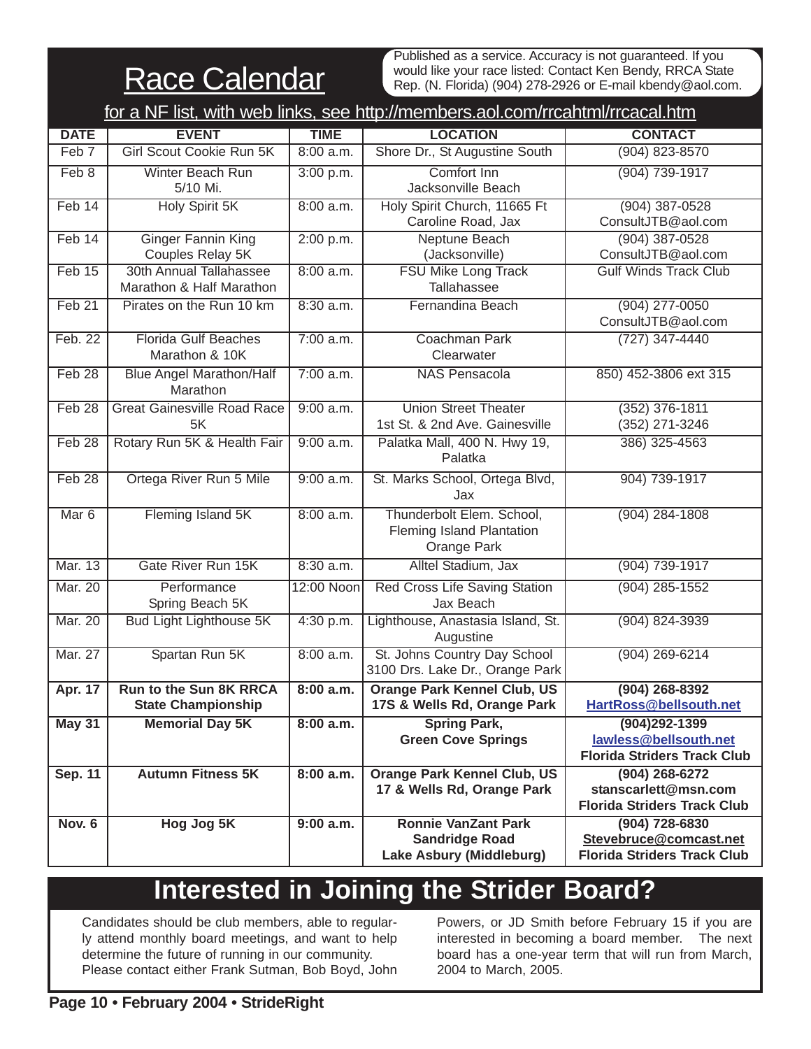# Race Calendar

Published as a service. Accuracy is not guaranteed. If you would like your race listed: Contact Ken Bendy, RRCA State Rep. (N. Florida) (904) 278-2926 or E-mail kbendy@aol.com.

for a NF list, with web links, see http://members.aol.com/rrcahtml/rrcacal.htm

| DATE | EVENT | TIME | LOCATION | CONTACT |
|---|---|---|---|---|
| Feb 7 | Girl Scout Cookie Run 5K | 8:00 a.m. | Shore Dr., St Augustine South | (904) 823-8570 |
| Feb 8 | Winter Beach Run 5/10 Mi. | 3:00 p.m. | Comfort Inn Jacksonville Beach | (904) 739-1917 |
| Feb 14 | Holy Spirit 5K | 8:00 a.m. | Holy Spirit Church, 11665 Ft Caroline Road, Jax | (904) 387-0528 ConsultJTB@aol.com |
| Feb 14 | Ginger Fannin King Couples Relay 5K | 2:00 p.m. | Neptune Beach (Jacksonville) | (904) 387-0528 ConsultJTB@aol.com |
| Feb 15 | 30th Annual Tallahassee Marathon & Half Marathon | 8:00 a.m. | FSU Mike Long Track Tallahassee | Gulf Winds Track Club |
| Feb 21 | Pirates on the Run 10 km | 8:30 a.m. | Fernandina Beach | (904) 277-0050 ConsultJTB@aol.com |
| Feb. 22 | Florida Gulf Beaches Marathon & 10K | 7:00 a.m. | Coachman Park Clearwater | (727) 347-4440 |
| Feb 28 | Blue Angel Marathon/Half Marathon | 7:00 a.m. | NAS Pensacola | 850) 452-3806 ext 315 |
| Feb 28 | Great Gainesville Road Race 5K | 9:00 a.m. | Union Street Theater 1st St. & 2nd Ave. Gainesville | (352) 376-1811 (352) 271-3246 |
| Feb 28 | Rotary Run 5K & Health Fair | 9:00 a.m. | Palatka Mall, 400 N. Hwy 19, Palatka | 386) 325-4563 |
| Feb 28 | Ortega River Run 5 Mile | 9:00 a.m. | St. Marks School, Ortega Blvd, Jax | 904) 739-1917 |
| Mar 6 | Fleming Island 5K | 8:00 a.m. | Thunderbolt Elem. School, Fleming Island Plantation Orange Park | (904) 284-1808 |
| Mar. 13 | Gate River Run 15K | 8:30 a.m. | Alltel Stadium, Jax | (904) 739-1917 |
| Mar. 20 | Performance Spring Beach 5K | 12:00 Noon | Red Cross Life Saving Station Jax Beach | (904) 285-1552 |
| Mar. 20 | Bud Light Lighthouse 5K | 4:30 p.m. | Lighthouse, Anastasia Island, St. Augustine | (904) 824-3939 |
| Mar. 27 | Spartan Run 5K | 8:00 a.m. | St. Johns Country Day School 3100 Drs. Lake Dr., Orange Park | (904) 269-6214 |
| **Apr. 17** | **Run to the Sun 8K RRCA State Championship** | **8:00 a.m.** | **Orange Park Kennel Club, US 17S & Wells Rd, Orange Park** | **(904) 268-8392 HartRoss@bellsouth.net** |
| **May 31** | **Memorial Day 5K** | **8:00 a.m.** | **Spring Park, Green Cove Springs** | **(904)292-1399 lawless@bellsouth.net Florida Striders Track Club** |
| **Sep. 11** | **Autumn Fitness 5K** | **8:00 a.m.** | **Orange Park Kennel Club, US 17 & Wells Rd, Orange Park** | **(904) 268-6272 stanscarlett@msn.com Florida Striders Track Club** |
| **Nov. 6** | **Hog Jog 5K** | **9:00 a.m.** | **Ronnie VanZant Park Sandridge Road Lake Asbury (Middleburg)** | **(904) 728-6830 Stevebruce@comcast.net Florida Striders Track Club** |

# Interested in Joining the Strider Board?

Candidates should be club members, able to regularly attend monthly board meetings, and want to help determine the future of running in our community. Please contact either Frank Sutman, Bob Boyd, John Powers, or JD Smith before February 15 if you are interested in becoming a board member. The next board has a one-year term that will run from March, 2004 to March, 2005.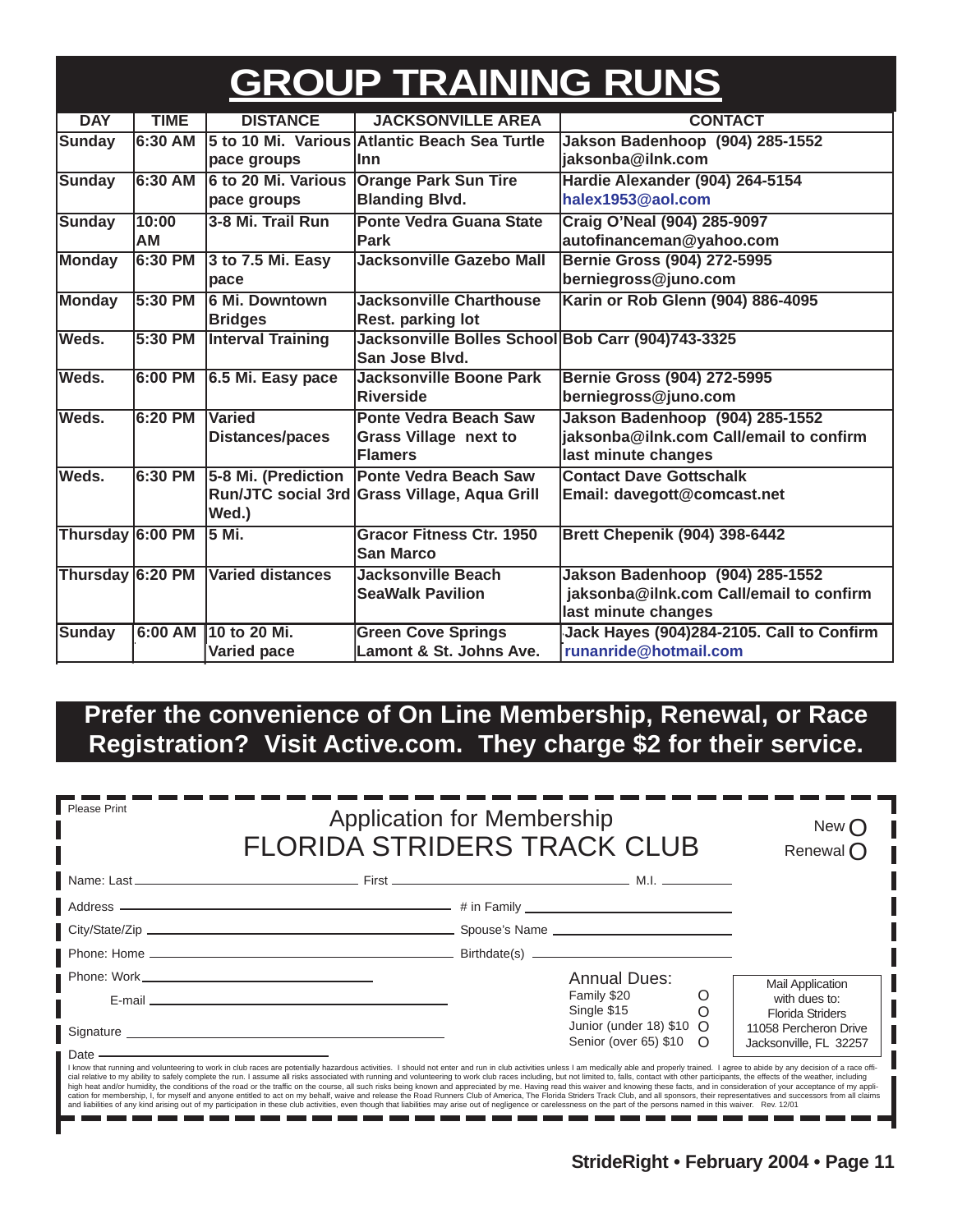# GROUP TRAINING RUNS

| DAY | TIME | DISTANCE | JACKSONVILLE AREA | CONTACT |
|---|---|---|---|---|
| Sunday | 6:30 AM | 5 to 10 Mi. Various pace groups | Atlantic Beach Sea Turtle Inn | Jakson Badenhoop (904) 285-1552 jaksonba@ilnk.com |
| Sunday | 6:30 AM | 6 to 20 Mi. Various pace groups | Orange Park Sun Tire Blanding Blvd. | Hardie Alexander (904) 264-5154 halex1953@aol.com |
| Sunday | 10:00 AM | 3-8 Mi. Trail Run | Ponte Vedra Guana State Park | Craig O'Neal (904) 285-9097 autofinanceman@yahoo.com |
| Monday | 6:30 PM | 3 to 7.5 Mi. Easy pace | Jacksonville Gazebo Mall | Bernie Gross (904) 272-5995 berniegross@juno.com |
| Monday | 5:30 PM | 6 Mi. Downtown Bridges | Jacksonville Charthouse Rest. parking lot | Karin or Rob Glenn (904) 886-4095 |
| Weds. | 5:30 PM | Interval Training | Jacksonville Bolles School San Jose Blvd. | Bob Carr (904)743-3325 |
| Weds. | 6:00 PM | 6.5 Mi. Easy pace | Jacksonville Boone Park Riverside | Bernie Gross (904) 272-5995 berniegross@juno.com |
| Weds. | 6:20 PM | Varied Distances/paces | Ponte Vedra Beach Saw Grass Village next to Flamers | Jakson Badenhoop (904) 285-1552 jaksonba@ilnk.com Call/email to confirm last minute changes |
| Weds. | 6:30 PM | 5-8 Mi. (Prediction Run/JTC social 3rd Wed.) | Ponte Vedra Beach Saw Grass Village, Aqua Grill | Contact Dave Gottschalk Email: davegott@comcast.net |
| Thursday | 6:00 PM | 5 Mi. | Gracor Fitness Ctr. 1950 San Marco | Brett Chepenik (904) 398-6442 |
| Thursday | 6:20 PM | Varied distances | Jacksonville Beach SeaWalk Pavilion | Jakson Badenhoop (904) 285-1552 jaksonba@ilnk.com Call/email to confirm last minute changes |
| Sunday | 6:00 AM | 10 to 20 Mi. Varied pace | Green Cove Springs Lamont & St. Johns Ave. | Jack Hayes (904)284-2105. Call to Confirm runanride@hotmail.com |

**Prefer the convenience of On Line Membership, Renewal, or Race Registration? Visit Active.com. They charge $2 for their service.**

Please Print

## Application for Membership
## FLORIDA STRIDERS TRACK CLUB

New O
Renewal O

Name: Last ______________ First ______________ M.I. ________

Address ______________ # in Family ______________

City/State/Zip ______________ Spouse's Name ______________

Phone: Home ______________ Birthdate(s) ______________

Phone: Work ______________

E-mail ______________

Signature ______________

Date ______________

Annual Dues:
- Family $20 O
- Single $15 O
- Junior (under 18) $10 O
- Senior (over 65) $10 O

Mail Application with dues to:
Florida Striders
11058 Percheron Drive
Jacksonville, FL 32257

I know that running and volunteering to work in club races are potentially hazardous activities. I should not enter and run in club activities unless I am medically able and properly trained. I agree to abide by any decision of a race official relative to my ability to safely complete the run. I assume all risks associated with running and volunteering to work club races including, but not limited to, falls, contact with other participants, the effects of the weather, including high heat and/or humidity, the conditions of the road or the traffic on the course, all such risks being known and appreciated by me. Having read this waiver and knowing these facts, and in consideration of your acceptance of my application for membership, I, for myself and anyone entitled to act on my behalf, waive and release the Road Runners Club of America, The Florida Striders Track Club, and all sponsors, their representatives and successors from all claims and liabilities of any kind arising out of my participation in these club activities, even though that liabilities may arise out of negligence or carelessness on the part of the persons named in this waiver. Rev. 12/01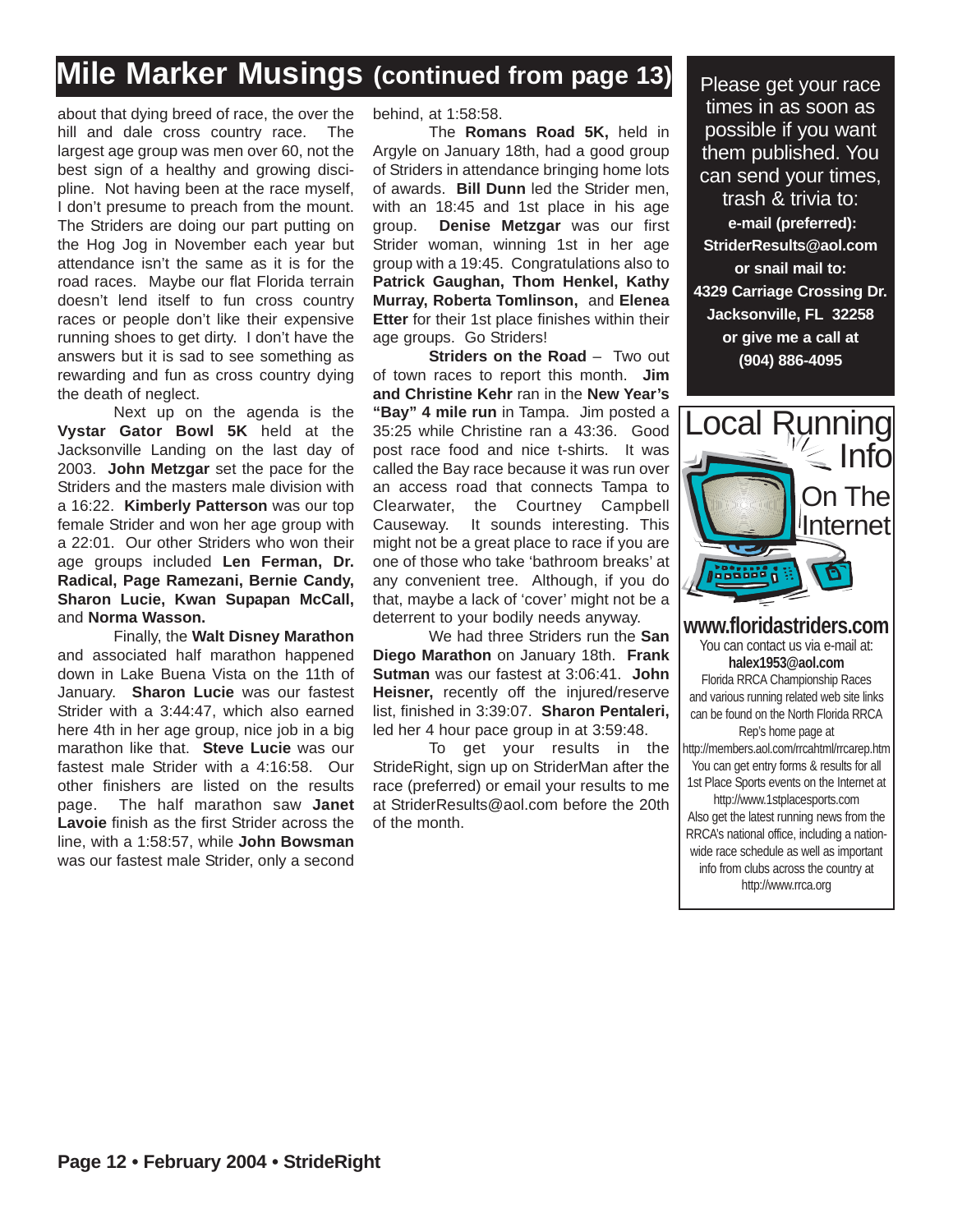# Mile Marker Musings (continued from page 13)

about that dying breed of race, the over the hill and dale cross country race. The largest age group was men over 60, not the best sign of a healthy and growing discipline. Not having been at the race myself, I don't presume to preach from the mount. The Striders are doing our part putting on the Hog Jog in November each year but attendance isn't the same as it is for the road races. Maybe our flat Florida terrain doesn't lend itself to fun cross country races or people don't like their expensive running shoes to get dirty. I don't have the answers but it is sad to see something as rewarding and fun as cross country dying the death of neglect.

Next up on the agenda is the **Vystar Gator Bowl 5K** held at the Jacksonville Landing on the last day of 2003. **John Metzgar** set the pace for the Striders and the masters male division with a 16:22. **Kimberly Patterson** was our top female Strider and won her age group with a 22:01. Our other Striders who won their age groups included **Len Ferman, Dr. Radical, Page Ramezani, Bernie Candy, Sharon Lucie, Kwan Supapan McCall,** and **Norma Wasson.**

Finally, the **Walt Disney Marathon** and associated half marathon happened down in Lake Buena Vista on the 11th of January. **Sharon Lucie** was our fastest Strider with a 3:44:47, which also earned here 4th in her age group, nice job in a big marathon like that. **Steve Lucie** was our fastest male Strider with a 4:16:58. Our other finishers are listed on the results page. The half marathon saw **Janet Lavoie** finish as the first Strider across the line, with a 1:58:57, while **John Bowsman** was our fastest male Strider, only a second behind, at 1:58:58.

The **Romans Road 5K,** held in Argyle on January 18th, had a good group of Striders in attendance bringing home lots of awards. **Bill Dunn** led the Strider men, with an 18:45 and 1st place in his age group. **Denise Metzgar** was our first Strider woman, winning 1st in her age group with a 19:45. Congratulations also to **Patrick Gaughan, Thom Henkel, Kathy Murray, Roberta Tomlinson,** and **Elenea Etter** for their 1st place finishes within their age groups. Go Striders!

**Striders on the Road** – Two out of town races to report this month. **Jim and Christine Kehr** ran in the **New Year's "Bay" 4 mile run** in Tampa. Jim posted a 35:25 while Christine ran a 43:36. Good post race food and nice t-shirts. It was called the Bay race because it was run over an access road that connects Tampa to Clearwater, the Courtney Campbell Causeway. It sounds interesting. This might not be a great place to race if you are one of those who take 'bathroom breaks' at any convenient tree. Although, if you do that, maybe a lack of 'cover' might not be a deterrent to your bodily needs anyway.

We had three Striders run the **San Diego Marathon** on January 18th. **Frank Sutman** was our fastest at 3:06:41. **John Heisner,** recently off the injured/reserve list, finished in 3:39:07. **Sharon Pentaleri,** led her 4 hour pace group in at 3:59:48.

To get your results in the StrideRight, sign up on StriderMan after the race (preferred) or email your results to me at StriderResults@aol.com before the 20th of the month.

---

Please get your race times in as soon as possible if you want them published. You can send your times, trash & trivia to:

**e-mail (preferred):**
**StriderResults@aol.com**
**or snail mail to:**
**4329 Carriage Crossing Dr.**
**Jacksonville, FL 32258**
**or give me a call at**
**(904) 886-4095**

---

Local Running Info On The Internet

**www.floridastriders.com**

You can contact us via e-mail at:
**halex1953@aol.com**

Florida RRCA Championship Races and various running related web site links can be found on the North Florida RRCA Rep's home page at
http://members.aol.com/rrcahtml/rrcarep.htm

You can get entry forms & results for all 1st Place Sports events on the Internet at
http://www.1stplacesports.com

Also get the latest running news from the RRCA's national office, including a nation-wide race schedule as well as important info from clubs across the country at
http://www.rrca.org